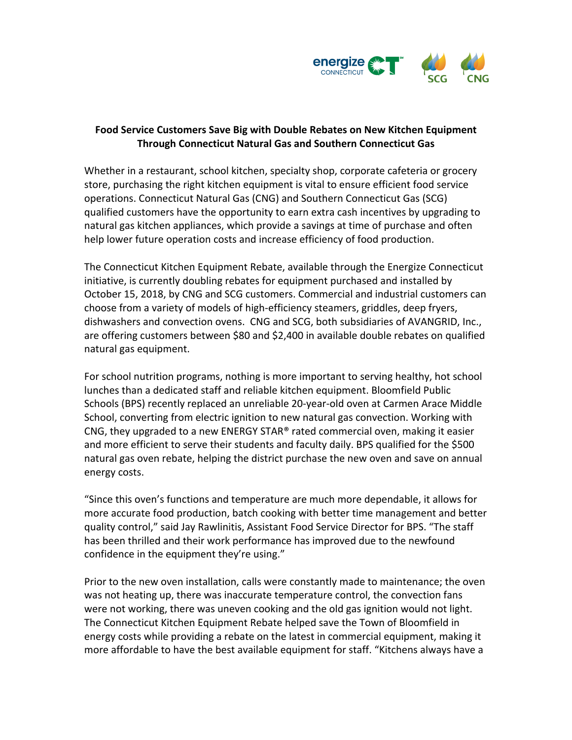**Food Service Customers Save Big with Double Rebates on New Kitchen Equipment Through Connecticut Natural Gas and Southern Connecticut Gas**

Whether in a restaurant, school kitchen, specialty shop, corporate cafeteria or grocery store, purchasing the right kitchen equipment is vital to ensure efficient food service operations. Connecticut Natural Gas (CNG) and Southern Connecticut Gas (SCG) qualified customers have the opportunity to earn extra cash incentives by upgrading to natural gas kitchen appliances, which provide a savings at time of purchase and often help lower future operation costs and increase efficiency of food production.

The Connecticut Kitchen Equipment Rebate, available through the Energize Connecticut initiative, is currently doubling rebates for equipment purchased and installed by October 15, 2018, by CNG and SCG customers. Commercial and industrial customers can choose from a variety of models of high-efficiency steamers, griddles, deep fryers, dishwashers and convection ovens. CNG and SCG, both subsidiaries of AVANGRID, Inc., are offering customers between $80 and $2,400 in available double rebates on qualified natural gas equipment.

For school nutrition programs, nothing is more important to serving healthy, hot school lunches than a dedicated staff and reliable kitchen equipment. Bloomfield Public Schools (BPS) recently replaced an unreliable 20-year-old oven at Carmen Arace Middle School, converting from electric ignition to new natural gas convection. Working with CNG, they upgraded to a new ENERGY STAR® rated commercial oven, making it easier and more efficient to serve their students and faculty daily. BPS qualified for the $500 natural gas oven rebate, helping the district purchase the new oven and save on annual energy costs.

"Since this oven's functions and temperature are much more dependable, it allows for more accurate food production, batch cooking with better time management and better quality control," said Jay Rawlinitis, Assistant Food Service Director for BPS. "The staff has been thrilled and their work performance has improved due to the newfound confidence in the equipment they're using."

Prior to the new oven installation, calls were constantly made to maintenance; the oven was not heating up, there was inaccurate temperature control, the convection fans were not working, there was uneven cooking and the old gas ignition would not light. The Connecticut Kitchen Equipment Rebate helped save the Town of Bloomfield in energy costs while providing a rebate on the latest in commercial equipment, making it more affordable to have the best available equipment for staff. "Kitchens always have a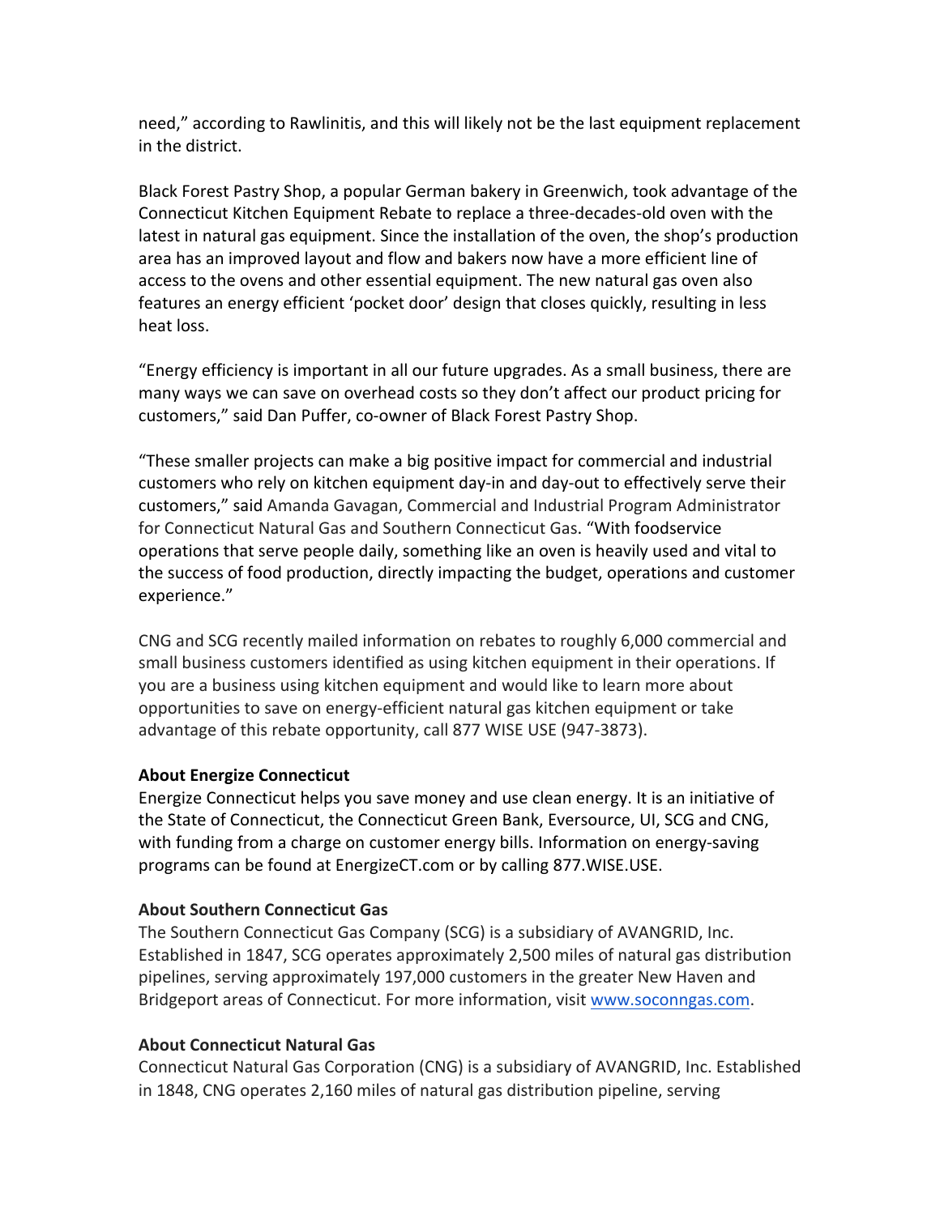need," according to Rawlinitis, and this will likely not be the last equipment replacement in the district.

Black Forest Pastry Shop, a popular German bakery in Greenwich, took advantage of the Connecticut Kitchen Equipment Rebate to replace a three-decades-old oven with the latest in natural gas equipment. Since the installation of the oven, the shop's production area has an improved layout and flow and bakers now have a more efficient line of access to the ovens and other essential equipment. The new natural gas oven also features an energy efficient 'pocket door' design that closes quickly, resulting in less heat loss.

"Energy efficiency is important in all our future upgrades. As a small business, there are many ways we can save on overhead costs so they don't affect our product pricing for customers," said Dan Puffer, co-owner of Black Forest Pastry Shop.

"These smaller projects can make a big positive impact for commercial and industrial customers who rely on kitchen equipment day-in and day-out to effectively serve their customers," said Amanda Gavagan, Commercial and Industrial Program Administrator for Connecticut Natural Gas and Southern Connecticut Gas. "With foodservice operations that serve people daily, something like an oven is heavily used and vital to the success of food production, directly impacting the budget, operations and customer experience."

CNG and SCG recently mailed information on rebates to roughly 6,000 commercial and small business customers identified as using kitchen equipment in their operations. If you are a business using kitchen equipment and would like to learn more about opportunities to save on energy-efficient natural gas kitchen equipment or take advantage of this rebate opportunity, call 877 WISE USE (947-3873).

**About Energize Connecticut**
Energize Connecticut helps you save money and use clean energy. It is an initiative of the State of Connecticut, the Connecticut Green Bank, Eversource, UI, SCG and CNG, with funding from a charge on customer energy bills. Information on energy-saving programs can be found at EnergizeCT.com or by calling 877.WISE.USE.

**About Southern Connecticut Gas**
The Southern Connecticut Gas Company (SCG) is a subsidiary of AVANGRID, Inc. Established in 1847, SCG operates approximately 2,500 miles of natural gas distribution pipelines, serving approximately 197,000 customers in the greater New Haven and Bridgeport areas of Connecticut. For more information, visit www.soconngas.com.

**About Connecticut Natural Gas**
Connecticut Natural Gas Corporation (CNG) is a subsidiary of AVANGRID, Inc. Established in 1848, CNG operates 2,160 miles of natural gas distribution pipeline, serving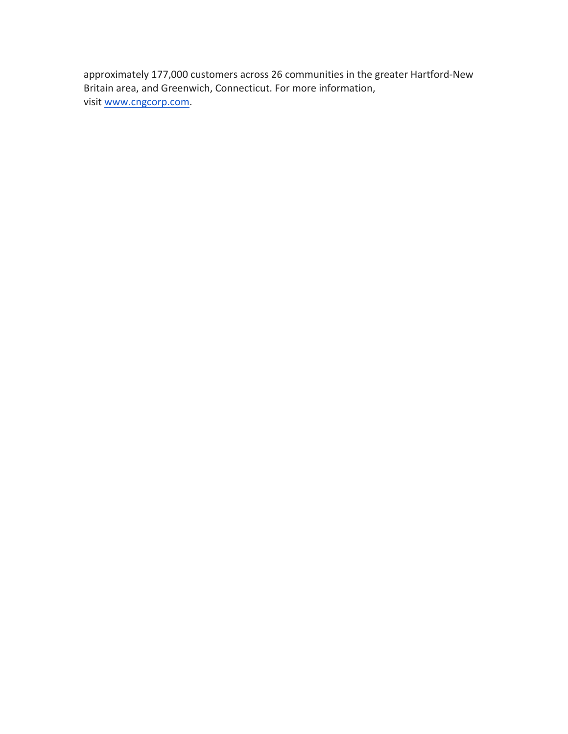approximately 177,000 customers across 26 communities in the greater Hartford-New Britain area, and Greenwich, Connecticut. For more information, visit [www.cngcorp.com](http://www.cngcorp.com).